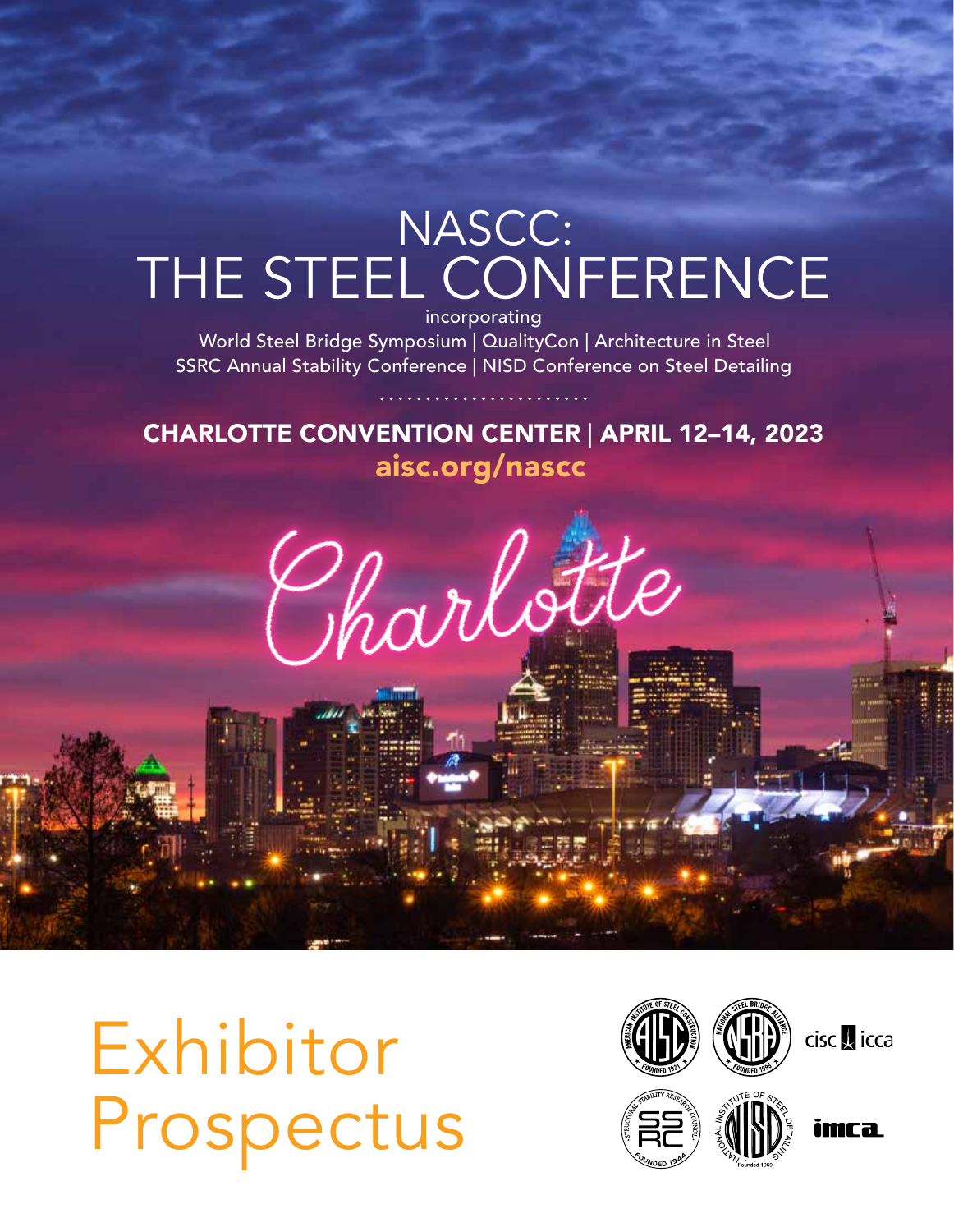# NASCC: THE STEEL CONFERENCE

incorporating

World Steel Bridge Symposium | QualityCon | Architecture in Steel
SSRC Annual Stability Conference | NISD Conference on Steel Detailing

**CHARLOTTE CONVENTION CENTER | APRIL 12–14, 2023**

**aisc.org/nascc**

Charlotte

# Exhibitor Prospectus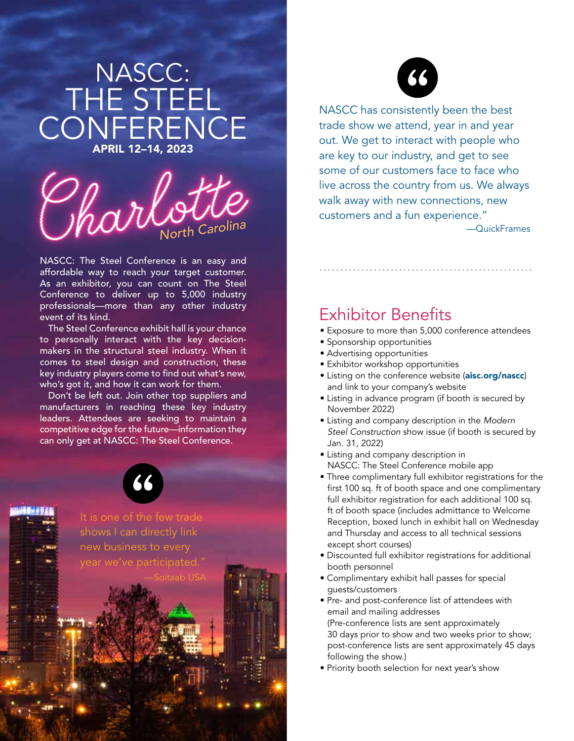# NASCC: THE STEEL CONFERENCE

**APRIL 12–14, 2023**

Charlotte North Carolina

NASCC: The Steel Conference is an easy and affordable way to reach your target customer. As an exhibitor, you can count on The Steel Conference to deliver up to 5,000 industry professionals—more than any other industry event of its kind.

The Steel Conference exhibit hall is your chance to personally interact with the key decision-makers in the structural steel industry. When it comes to steel design and construction, these key industry players come to find out what's new, who's got it, and how it can work for them.

Don't be left out. Join other top suppliers and manufacturers in reaching these key industry leaders. Attendees are seeking to maintain a competitive edge for the future—information they can only get at NASCC: The Steel Conference.

> It is one of the few trade shows I can directly link new business to every year we've participated."
>
> —Soitaab USA

> NASCC has consistently been the best trade show we attend, year in and year out. We get to interact with people who are key to our industry, and get to see some of our customers face to face who live across the country from us. We always walk away with new connections, new customers and a fun experience."
>
> —QuickFrames

## Exhibitor Benefits

- Exposure to more than 5,000 conference attendees
- Sponsorship opportunities
- Advertising opportunities
- Exhibitor workshop opportunities
- Listing on the conference website (**aisc.org/nascc**) and link to your company's website
- Listing in advance program (if booth is secured by November 2022)
- Listing and company description in the *Modern Steel Construction* show issue (if booth is secured by Jan. 31, 2022)
- Listing and company description in NASCC: The Steel Conference mobile app
- Three complimentary full exhibitor registrations for the first 100 sq. ft of booth space and one complimentary full exhibitor registration for each additional 100 sq. ft of booth space (includes admittance to Welcome Reception, boxed lunch in exhibit hall on Wednesday and Thursday and access to all technical sessions except short courses)
- Discounted full exhibitor registrations for additional booth personnel
- Complimentary exhibit hall passes for special guests/customers
- Pre- and post-conference list of attendees with email and mailing addresses (Pre-conference lists are sent approximately 30 days prior to show and two weeks prior to show; post-conference lists are sent approximately 45 days following the show.)
- Priority booth selection for next year's show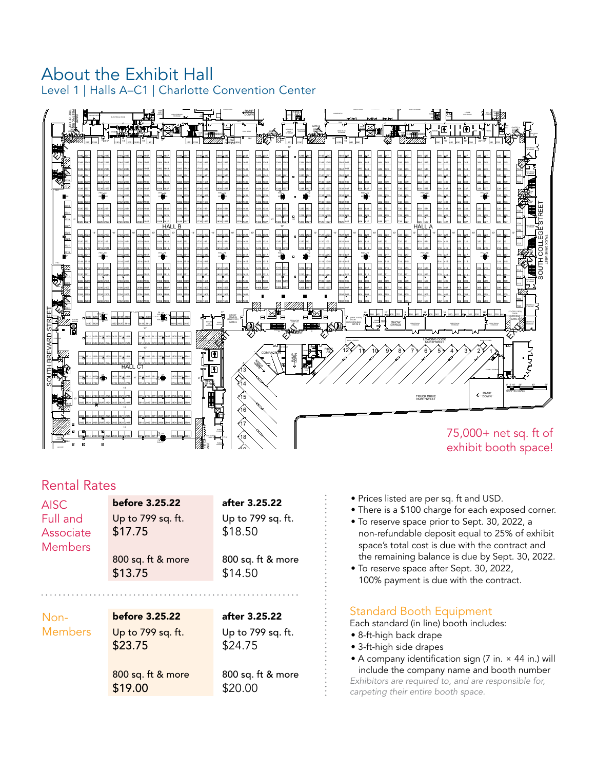# About the Exhibit Hall

Level 1 | Halls A–C1 | Charlotte Convention Center

75,000+ net sq. ft of exhibit booth space!

## Rental Rates

| | before 3.25.22 | after 3.25.22 |
|---|---|---|
| AISC Full and Associate Members | Up to 799 sq. ft. $17.75 | Up to 799 sq. ft. $18.50 |
| | 800 sq. ft & more $13.75 | 800 sq. ft & more $14.50 |
| Non-Members | Up to 799 sq. ft. $23.75 | Up to 799 sq. ft. $24.75 |
| | 800 sq. ft & more $19.00 | 800 sq. ft & more $20.00 |

- Prices listed are per sq. ft and USD.
- There is a $100 charge for each exposed corner.
- To reserve space prior to Sept. 30, 2022, a non-refundable deposit equal to 25% of exhibit space's total cost is due with the contract and the remaining balance is due by Sept. 30, 2022.
- To reserve space after Sept. 30, 2022, 100% payment is due with the contract.

## Standard Booth Equipment

Each standard (in line) booth includes:

- 8-ft-high back drape
- 3-ft-high side drapes
- A company identification sign (7 in. × 44 in.) will include the company name and booth number

*Exhibitors are required to, and are responsible for, carpeting their entire booth space.*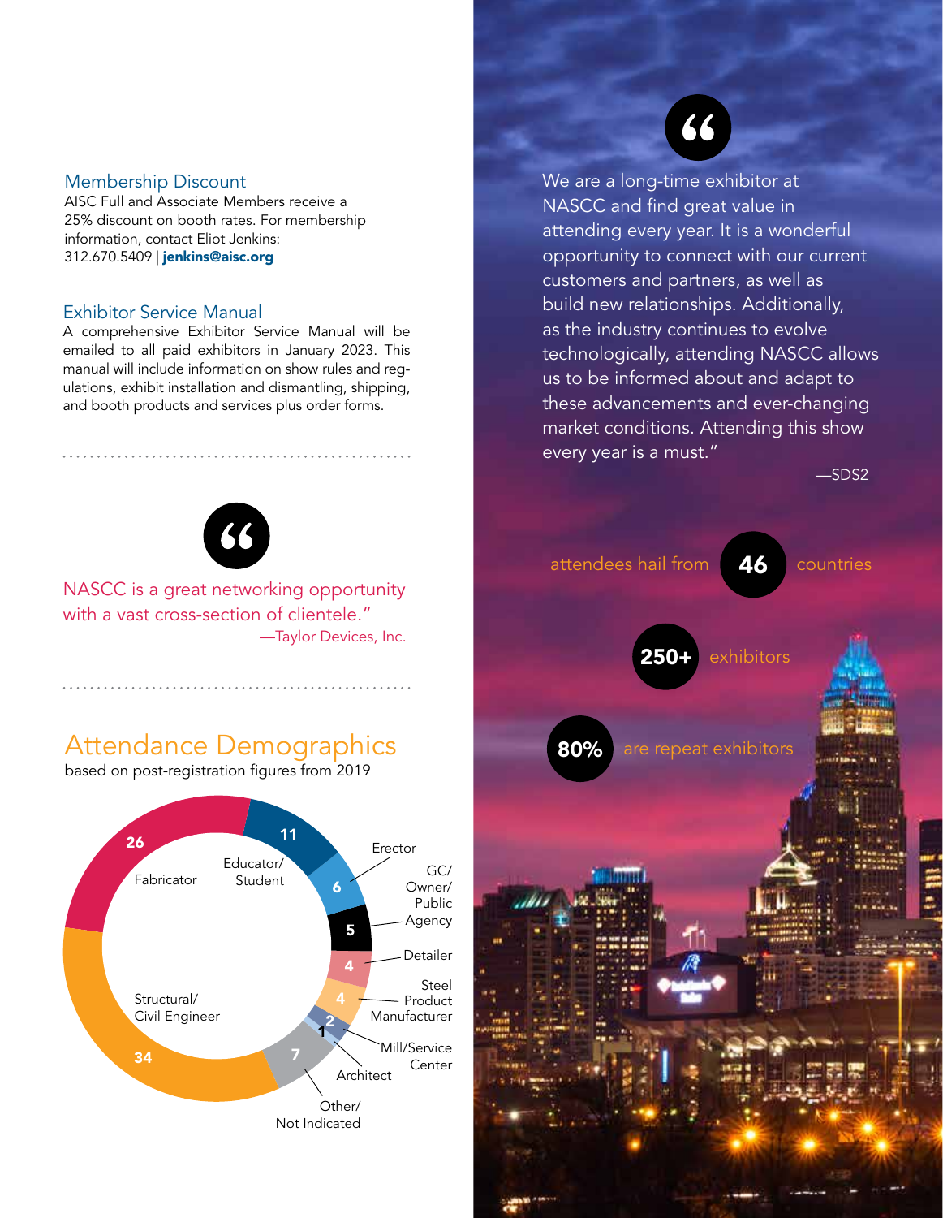## Membership Discount

AISC Full and Associate Members receive a 25% discount on booth rates. For membership information, contact Eliot Jenkins: 312.670.5409 | **jenkins@aisc.org**

## Exhibitor Service Manual

A comprehensive Exhibitor Service Manual will be emailed to all paid exhibitors in January 2023. This manual will include information on show rules and regulations, exhibit installation and dismantling, shipping, and booth products and services plus order forms.

NASCC is a great networking opportunity with a vast cross-section of clientele."

—Taylor Devices, Inc.

## Attendance Demographics

based on post-registration figures from 2019

| Category | Value |
|---|---|
| Fabricator | 26 |
| Educator/Student | 11 |
| Erector | 6 |
| GC/Owner/Public Agency | 5 |
| Detailer | 4 |
| Steel Product Manufacturer | 4 |
| Mill/Service Center | 2 |
| Architect | 1 |
| Other/Not Indicated | 7 |
| Structural/Civil Engineer | 34 |

We are a long-time exhibitor at NASCC and find great value in attending every year. It is a wonderful opportunity to connect with our current customers and partners, as well as build new relationships. Additionally, as the industry continues to evolve technologically, attending NASCC allows us to be informed about and adapt to these advancements and ever-changing market conditions. Attending this show every year is a must."

—SDS2

attendees hail from **46** countries

**250+** exhibitors

**80%** are repeat exhibitors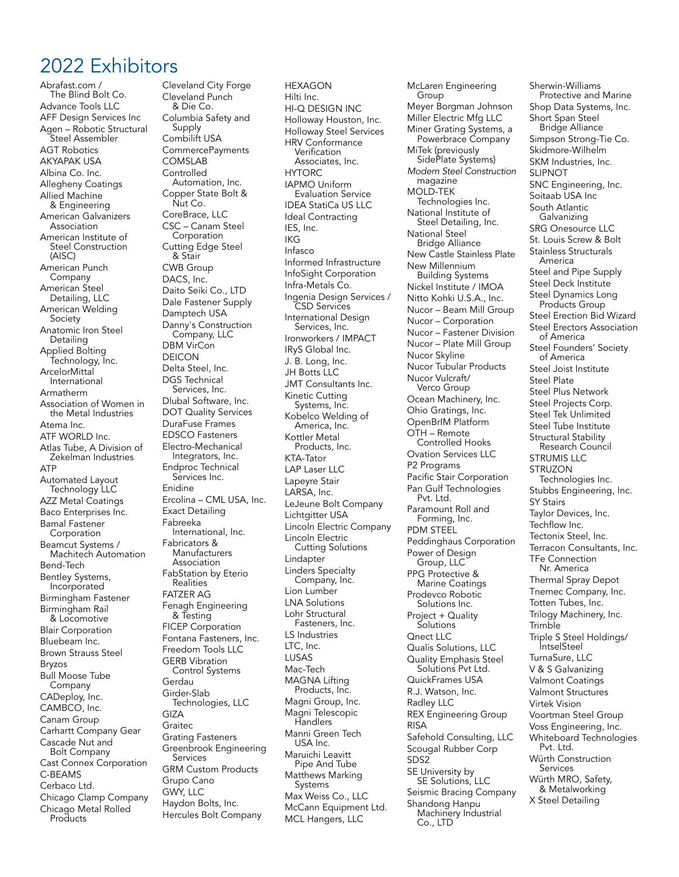# 2022 Exhibitors

- Abrafast.com / The Blind Bolt Co.
- Advance Tools LLC
- AFF Design Services Inc
- Agen – Robotic Structural Steel Assembler
- AGT Robotics
- AKYAPAK USA
- Albina Co. Inc.
- Allegheny Coatings
- Allied Machine & Engineering
- American Galvanizers Association
- American Institute of Steel Construction (AISC)
- American Punch Company
- American Steel Detailing, LLC
- American Welding Society
- Anatomic Iron Steel Detailing
- Applied Bolting Technology, Inc.
- ArcelorMittal International
- Armatherm
- Association of Women in the Metal Industries
- Atema Inc.
- ATF WORLD Inc.
- Atlas Tube, A Division of Zekelman Industries
- ATP
- Automated Layout Technology LLC
- AZZ Metal Coatings
- Baco Enterprises Inc.
- Bamal Fastener Corporation
- Beamcut Systems / Machitech Automation
- Bend-Tech
- Bentley Systems, Incorporated
- Birmingham Fastener
- Birmingham Rail & Locomotive
- Blair Corporation
- Bluebeam Inc.
- Brown Strauss Steel
- Bryzos
- Bull Moose Tube Company
- CADeploy, Inc.
- CAMBCO, Inc.
- Canam Group
- Carhartt Company Gear
- Cascade Nut and Bolt Company
- Cast Connex Corporation
- C-BEAMS
- Cerbaco Ltd.
- Chicago Clamp Company
- Chicago Metal Rolled Products
- Cleveland City Forge
- Cleveland Punch & Die Co.
- Columbia Safety and Supply
- Combilift USA
- CommercePayments
- COMSLAB
- Controlled Automation, Inc.
- Copper State Bolt & Nut Co.
- CoreBrace, LLC
- CSC – Canam Steel Corporation
- Cutting Edge Steel & Stair
- CWB Group
- DACS, Inc.
- Daito Seiki Co., LTD
- Dale Fastener Supply
- Damptech USA
- Danny's Construction Company, LLC
- DBM VirCon
- DEICON
- Delta Steel, Inc.
- DGS Technical Services, Inc.
- Dlubal Software, Inc.
- DOT Quality Services
- DuraFuse Frames
- EDSCO Fasteners
- Electro-Mechanical Integrators, Inc.
- Endproc Technical Services Inc.
- Enidine
- Ercolina – CML USA, Inc.
- Exact Detailing
- Fabreeka International, Inc.
- Fabricators & Manufacturers Association
- FabStation by Eterio Realities
- FATZER AG
- Fenagh Engineering & Testing
- FICEP Corporation
- Fontana Fasteners, Inc.
- Freedom Tools LLC
- GERB Vibration Control Systems
- Gerdau
- Girder-Slab Technologies, LLC
- GIZA
- Graitec
- Grating Fasteners
- Greenbrook Engineering Services
- GRM Custom Products
- Grupo Cano
- GWY, LLC
- Haydon Bolts, Inc.
- Hercules Bolt Company
- HEXAGON
- Hilti Inc.
- HI-Q DESIGN INC
- Holloway Houston, Inc.
- Holloway Steel Services
- HRV Conformance Verification Associates, Inc.
- HYTORC
- IAPMO Uniform Evaluation Service
- IDEA StatiCa US LLC
- Ideal Contracting
- IES, Inc.
- IKG
- Infasco
- Informed Infrastructure
- InfoSight Corporation
- Infra-Metals Co.
- Ingenia Design Services / CSD Services
- International Design Services, Inc.
- Ironworkers / IMPACT
- IRyS Global Inc.
- J. B. Long, Inc.
- JH Botts LLC
- JMT Consultants Inc.
- Kinetic Cutting Systems, Inc.
- Kobelco Welding of America, Inc.
- Kottler Metal Products, Inc.
- KTA-Tator
- LAP Laser LLC
- Lapeyre Stair
- LARSA, Inc.
- LeJeune Bolt Company
- Lichtgitter USA
- Lincoln Electric Company
- Lincoln Electric Cutting Solutions
- Lindapter
- Linders Specialty Company, Inc.
- Lion Lumber
- LNA Solutions
- Lohr Structural Fasteners, Inc.
- LS Industries
- LTC, Inc.
- LUSAS
- Mac-Tech
- MAGNA Lifting Products, Inc.
- Magni Group, Inc.
- Magni Telescopic Handlers
- Manni Green Tech USA Inc.
- Maruichi Leavitt Pipe And Tube
- Matthews Marking Systems
- Max Weiss Co., LLC
- McCann Equipment Ltd.
- MCL Hangers, LLC
- McLaren Engineering Group
- Meyer Borgman Johnson
- Miller Electric Mfg LLC
- Miner Grating Systems, a Powerbrace Company
- MiTek (previously SidePlate Systems)
- *Modern Steel Construction* magazine
- MOLD-TEK Technologies Inc.
- National Institute of Steel Detailing, Inc.
- National Steel Bridge Alliance
- New Castle Stainless Plate
- New Millennium Building Systems
- Nickel Institute / IMOA
- Nitto Kohki U.S.A., Inc.
- Nucor – Beam Mill Group
- Nucor – Corporation
- Nucor – Fastener Division
- Nucor – Plate Mill Group
- Nucor Skyline
- Nucor Tubular Products
- Nucor Vulcraft/ Verco Group
- Ocean Machinery, Inc.
- Ohio Gratings, Inc.
- OpenBrIM Platform
- OTH – Remote Controlled Hooks
- Ovation Services LLC
- P2 Programs
- Pacific Stair Corporation
- Pan Gulf Technologies Pvt. Ltd.
- Paramount Roll and Forming, Inc.
- PDM STEEL
- Peddinghaus Corporation
- Power of Design Group, LLC
- PPG Protective & Marine Coatings
- Prodevco Robotic Solutions Inc.
- Project + Quality Solutions
- Qnect LLC
- Qualis Solutions, LLC
- Quality Emphasis Steel Solutions Pvt Ltd.
- QuickFrames USA
- R.J. Watson, Inc.
- Radley LLC
- REX Engineering Group
- RISA
- Safehold Consulting, LLC
- Scougal Rubber Corp
- SDS2
- SE University by SE Solutions, LLC
- Seismic Bracing Company
- Shandong Hanpu Machinery Industrial Co., LTD
- Sherwin-Williams Protective and Marine
- Shop Data Systems, Inc.
- Short Span Steel Bridge Alliance
- Simpson Strong-Tie Co.
- Skidmore-Wilhelm
- SKM Industries, Inc.
- SLIPNOT
- SNC Engineering, Inc.
- Soitaab USA Inc
- South Atlantic Galvanizing
- SRG Onesource LLC
- St. Louis Screw & Bolt
- Stainless Structurals America
- Steel and Pipe Supply
- Steel Deck Institute
- Steel Dynamics Long Products Group
- Steel Erection Bid Wizard
- Steel Erectors Association of America
- Steel Founders' Society of America
- Steel Joist Institute
- Steel Plate
- Steel Plus Network
- Steel Projects Corp.
- Steel Tek Unlimited
- Steel Tube Institute
- Structural Stability Research Council
- STRUMIS LLC
- STRUZON Technologies Inc.
- Stubbs Engineering, Inc.
- SY Stairs
- Taylor Devices, Inc.
- Techflow Inc.
- Tectonix Steel, Inc.
- Terracon Consultants, Inc.
- TFe Connection Nr. America
- Thermal Spray Depot
- Tnemec Company, Inc.
- Totten Tubes, Inc.
- Trilogy Machinery, Inc.
- Trimble
- Triple S Steel Holdings/ IntselSteel
- TurnaSure, LLC
- V & S Galvanizing
- Valmont Coatings
- Valmont Structures
- Virtek Vision
- Voortman Steel Group
- Voss Engineering, Inc.
- Whiteboard Technologies Pvt. Ltd.
- Würth Construction Services
- Würth MRO, Safety, & Metalworking
- X Steel Detailing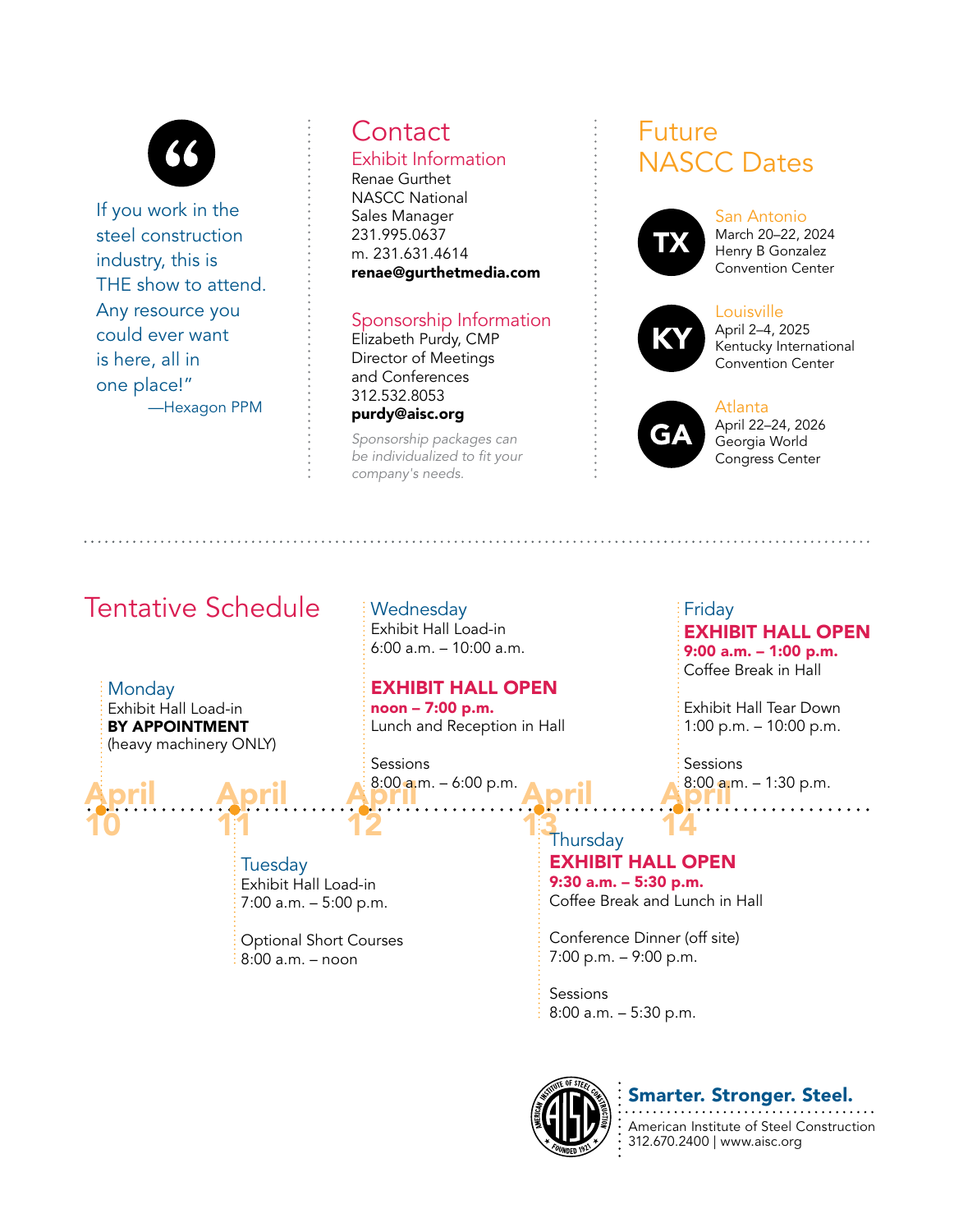> If you work in the steel construction industry, this is THE show to attend. Any resource you could ever want is here, all in one place!"
>
> —Hexagon PPM

## Contact

### Exhibit Information

Renae Gurthet
NASCC National Sales Manager
231.995.0637
m. 231.631.4614
**renae@gurthetmedia.com**

### Sponsorship Information

Elizabeth Purdy, CMP
Director of Meetings and Conferences
312.532.8053
**purdy@aisc.org**

*Sponsorship packages can be individualized to fit your company's needs.*

## Future NASCC Dates

**TX** — San Antonio
March 20–22, 2024
Henry B Gonzalez Convention Center

**KY** — Louisville
April 2–4, 2025
Kentucky International Convention Center

**GA** — Atlanta
April 22–24, 2026
Georgia World Congress Center

## Tentative Schedule

### April 10 — Monday

Exhibit Hall Load-in
**BY APPOINTMENT**
(heavy machinery ONLY)

### April 11 — Tuesday

Exhibit Hall Load-in
7:00 a.m. – 5:00 p.m.

Optional Short Courses
8:00 a.m. – noon

### April 12 — Wednesday

Exhibit Hall Load-in
6:00 a.m. – 10:00 a.m.

**EXHIBIT HALL OPEN**
**noon – 7:00 p.m.**
Lunch and Reception in Hall

Sessions
8:00 a.m. – 6:00 p.m.

### April 13 — Thursday

**EXHIBIT HALL OPEN**
**9:30 a.m. – 5:30 p.m.**
Coffee Break and Lunch in Hall

Conference Dinner (off site)
7:00 p.m. – 9:00 p.m.

Sessions
8:00 a.m. – 5:30 p.m.

### April 14 — Friday

**EXHIBIT HALL OPEN**
**9:00 a.m. – 1:00 p.m.**
Coffee Break in Hall

Exhibit Hall Tear Down
1:00 p.m. – 10:00 p.m.

Sessions
8:00 a.m. – 1:30 p.m.

---

**Smarter. Stronger. Steel.**
American Institute of Steel Construction
312.670.2400 | www.aisc.org